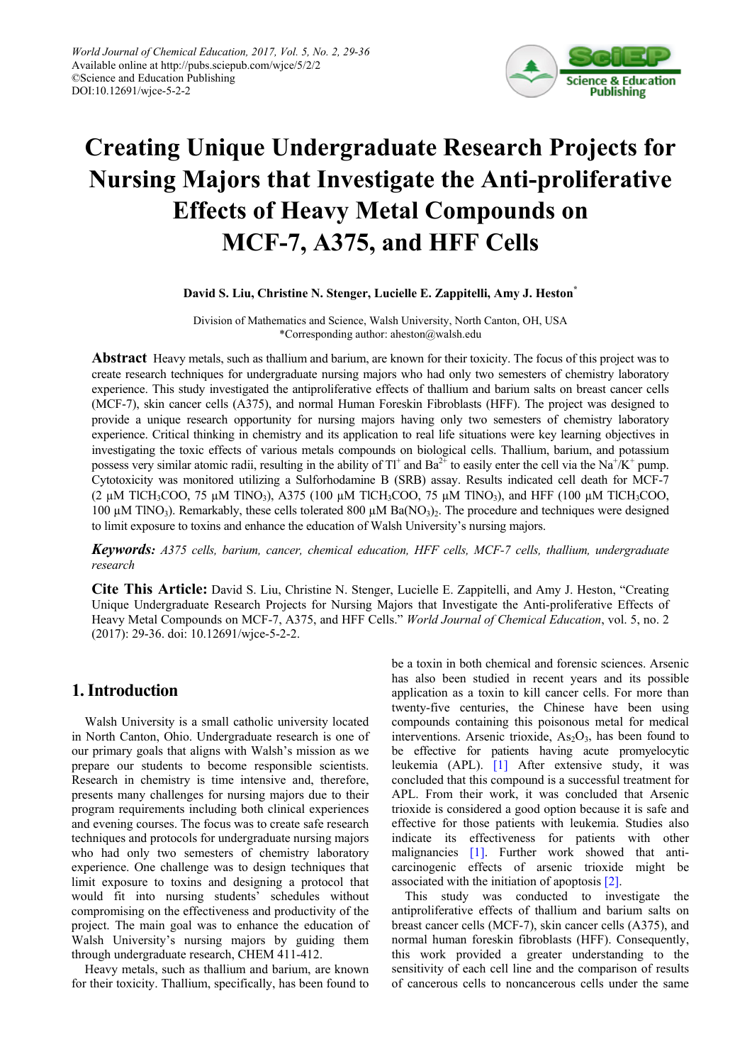# Creating Unique Undergraduate Research Projects for Nursing Majors that Investigate the Anti-proliferative Effects of Heavy Metal Compounds on MCF-7, A375, and HFF Cells

**David S. Liu, Christine N. Stenger, Lucielle E. Zappitelli, Amy J. Heston***

Division of Mathematics and Science, Walsh University, North Canton, OH, USA
*Corresponding author: aheston@walsh.edu

**Abstract** Heavy metals, such as thallium and barium, are known for their toxicity. The focus of this project was to create research techniques for undergraduate nursing majors who had only two semesters of chemistry laboratory experience. This study investigated the antiproliferative effects of thallium and barium salts on breast cancer cells (MCF-7), skin cancer cells (A375), and normal Human Foreskin Fibroblasts (HFF). The project was designed to provide a unique research opportunity for nursing majors having only two semesters of chemistry laboratory experience. Critical thinking in chemistry and its application to real life situations were key learning objectives in investigating the toxic effects of various metals compounds on biological cells. Thallium, barium, and potassium possess very similar atomic radii, resulting in the ability of $Tl^{+}$ and $Ba^{2+}$ to easily enter the cell via the $Na^{+}/K^{+}$ pump. Cytotoxicity was monitored utilizing a Sulforhodamine B (SRB) assay. Results indicated cell death for MCF-7 (2 μM $TlCH_3COO$, 75 μM $TlNO_3$), A375 (100 μM $TlCH_3COO$, 75 μM $TlNO_3$), and HFF (100 μM $TlCH_3COO$, 100 μM $TlNO_3$). Remarkably, these cells tolerated 800 μM $Ba(NO_3)_2$. The procedure and techniques were designed to limit exposure to toxins and enhance the education of Walsh University's nursing majors.

***Keywords:*** *A375 cells, barium, cancer, chemical education, HFF cells, MCF-7 cells, thallium, undergraduate research*

**Cite This Article:** David S. Liu, Christine N. Stenger, Lucielle E. Zappitelli, and Amy J. Heston, "Creating Unique Undergraduate Research Projects for Nursing Majors that Investigate the Anti-proliferative Effects of Heavy Metal Compounds on MCF-7, A375, and HFF Cells." *World Journal of Chemical Education*, vol. 5, no. 2 (2017): 29-36. doi: 10.12691/wjce-5-2-2.

## 1. Introduction

Walsh University is a small catholic university located in North Canton, Ohio. Undergraduate research is one of our primary goals that aligns with Walsh's mission as we prepare our students to become responsible scientists. Research in chemistry is time intensive and, therefore, presents many challenges for nursing majors due to their program requirements including both clinical experiences and evening courses. The focus was to create safe research techniques and protocols for undergraduate nursing majors who had only two semesters of chemistry laboratory experience. One challenge was to design techniques that limit exposure to toxins and designing a protocol that would fit into nursing students' schedules without compromising on the effectiveness and productivity of the project. The main goal was to enhance the education of Walsh University's nursing majors by guiding them through undergraduate research, CHEM 411-412.

Heavy metals, such as thallium and barium, are known for their toxicity. Thallium, specifically, has been found to be a toxin in both chemical and forensic sciences. Arsenic has also been studied in recent years and its possible application as a toxin to kill cancer cells. For more than twenty-five centuries, the Chinese have been using compounds containing this poisonous metal for medical interventions. Arsenic trioxide, $As_2O_3$, has been found to be effective for patients having acute promyelocytic leukemia (APL). [1] After extensive study, it was concluded that this compound is a successful treatment for APL. From their work, it was concluded that Arsenic trioxide is considered a good option because it is safe and effective for those patients with leukemia. Studies also indicate its effectiveness for patients with other malignancies [1]. Further work showed that anti-carcinogenic effects of arsenic trioxide might be associated with the initiation of apoptosis [2].

This study was conducted to investigate the antiproliferative effects of thallium and barium salts on breast cancer cells (MCF-7), skin cancer cells (A375), and normal human foreskin fibroblasts (HFF). Consequently, this work provided a greater understanding to the sensitivity of each cell line and the comparison of results of cancerous cells to noncancerous cells under the same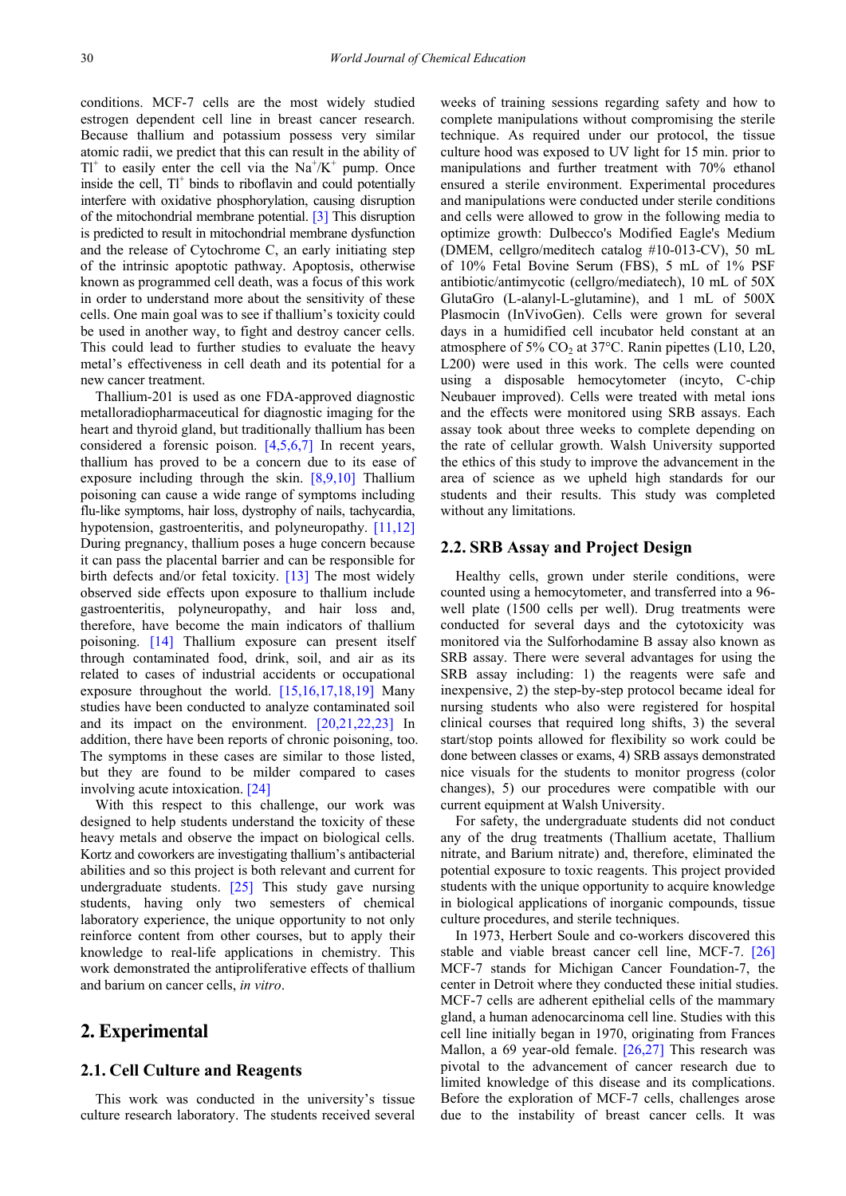conditions. MCF-7 cells are the most widely studied estrogen dependent cell line in breast cancer research. Because thallium and potassium possess very similar atomic radii, we predict that this can result in the ability of $Tl^+$ to easily enter the cell via the $Na^+/K^+$ pump. Once inside the cell, $Tl^+$ binds to riboflavin and could potentially interfere with oxidative phosphorylation, causing disruption of the mitochondrial membrane potential. [3] This disruption is predicted to result in mitochondrial membrane dysfunction and the release of Cytochrome C, an early initiating step of the intrinsic apoptotic pathway. Apoptosis, otherwise known as programmed cell death, was a focus of this work in order to understand more about the sensitivity of these cells. One main goal was to see if thallium's toxicity could be used in another way, to fight and destroy cancer cells. This could lead to further studies to evaluate the heavy metal's effectiveness in cell death and its potential for a new cancer treatment.

Thallium-201 is used as one FDA-approved diagnostic metalloradiopharmaceutical for diagnostic imaging for the heart and thyroid gland, but traditionally thallium has been considered a forensic poison. [4,5,6,7] In recent years, thallium has proved to be a concern due to its ease of exposure including through the skin. [8,9,10] Thallium poisoning can cause a wide range of symptoms including flu-like symptoms, hair loss, dystrophy of nails, tachycardia, hypotension, gastroenteritis, and polyneuropathy. [11,12] During pregnancy, thallium poses a huge concern because it can pass the placental barrier and can be responsible for birth defects and/or fetal toxicity. [13] The most widely observed side effects upon exposure to thallium include gastroenteritis, polyneuropathy, and hair loss and, therefore, have become the main indicators of thallium poisoning. [14] Thallium exposure can present itself through contaminated food, drink, soil, and air as its related to cases of industrial accidents or occupational exposure throughout the world. [15,16,17,18,19] Many studies have been conducted to analyze contaminated soil and its impact on the environment. [20,21,22,23] In addition, there have been reports of chronic poisoning, too. The symptoms in these cases are similar to those listed, but they are found to be milder compared to cases involving acute intoxication. [24]

With this respect to this challenge, our work was designed to help students understand the toxicity of these heavy metals and observe the impact on biological cells. Kortz and coworkers are investigating thallium's antibacterial abilities and so this project is both relevant and current for undergraduate students. [25] This study gave nursing students, having only two semesters of chemical laboratory experience, the unique opportunity to not only reinforce content from other courses, but to apply their knowledge to real-life applications in chemistry. This work demonstrated the antiproliferative effects of thallium and barium on cancer cells, *in vitro*.

## 2. Experimental

### 2.1. Cell Culture and Reagents

This work was conducted in the university's tissue culture research laboratory. The students received several weeks of training sessions regarding safety and how to complete manipulations without compromising the sterile technique. As required under our protocol, the tissue culture hood was exposed to UV light for 15 min. prior to manipulations and further treatment with 70% ethanol ensured a sterile environment. Experimental procedures and manipulations were conducted under sterile conditions and cells were allowed to grow in the following media to optimize growth: Dulbecco's Modified Eagle's Medium (DMEM, cellgro/meditech catalog #10-013-CV), 50 mL of 10% Fetal Bovine Serum (FBS), 5 mL of 1% PSF antibiotic/antimycotic (cellgro/mediatech), 10 mL of 50X GlutaGro (L-alanyl-L-glutamine), and 1 mL of 500X Plasmocin (InVivoGen). Cells were grown for several days in a humidified cell incubator held constant at an atmosphere of 5% $CO_2$ at 37°C. Ranin pipettes (L10, L20, L200) were used in this work. The cells were counted using a disposable hemocytometer (incyto, C-chip Neubauer improved). Cells were treated with metal ions and the effects were monitored using SRB assays. Each assay took about three weeks to complete depending on the rate of cellular growth. Walsh University supported the ethics of this study to improve the advancement in the area of science as we upheld high standards for our students and their results. This study was completed without any limitations.

### 2.2. SRB Assay and Project Design

Healthy cells, grown under sterile conditions, were counted using a hemocytometer, and transferred into a 96-well plate (1500 cells per well). Drug treatments were conducted for several days and the cytotoxicity was monitored via the Sulforhodamine B assay also known as SRB assay. There were several advantages for using the SRB assay including: 1) the reagents were safe and inexpensive, 2) the step-by-step protocol became ideal for nursing students who also were registered for hospital clinical courses that required long shifts, 3) the several start/stop points allowed for flexibility so work could be done between classes or exams, 4) SRB assays demonstrated nice visuals for the students to monitor progress (color changes), 5) our procedures were compatible with our current equipment at Walsh University.

For safety, the undergraduate students did not conduct any of the drug treatments (Thallium acetate, Thallium nitrate, and Barium nitrate) and, therefore, eliminated the potential exposure to toxic reagents. This project provided students with the unique opportunity to acquire knowledge in biological applications of inorganic compounds, tissue culture procedures, and sterile techniques.

In 1973, Herbert Soule and co-workers discovered this stable and viable breast cancer cell line, MCF-7. [26] MCF-7 stands for Michigan Cancer Foundation-7, the center in Detroit where they conducted these initial studies. MCF-7 cells are adherent epithelial cells of the mammary gland, a human adenocarcinoma cell line. Studies with this cell line initially began in 1970, originating from Frances Mallon, a 69 year-old female. [26,27] This research was pivotal to the advancement of cancer research due to limited knowledge of this disease and its complications. Before the exploration of MCF-7 cells, challenges arose due to the instability of breast cancer cells. It was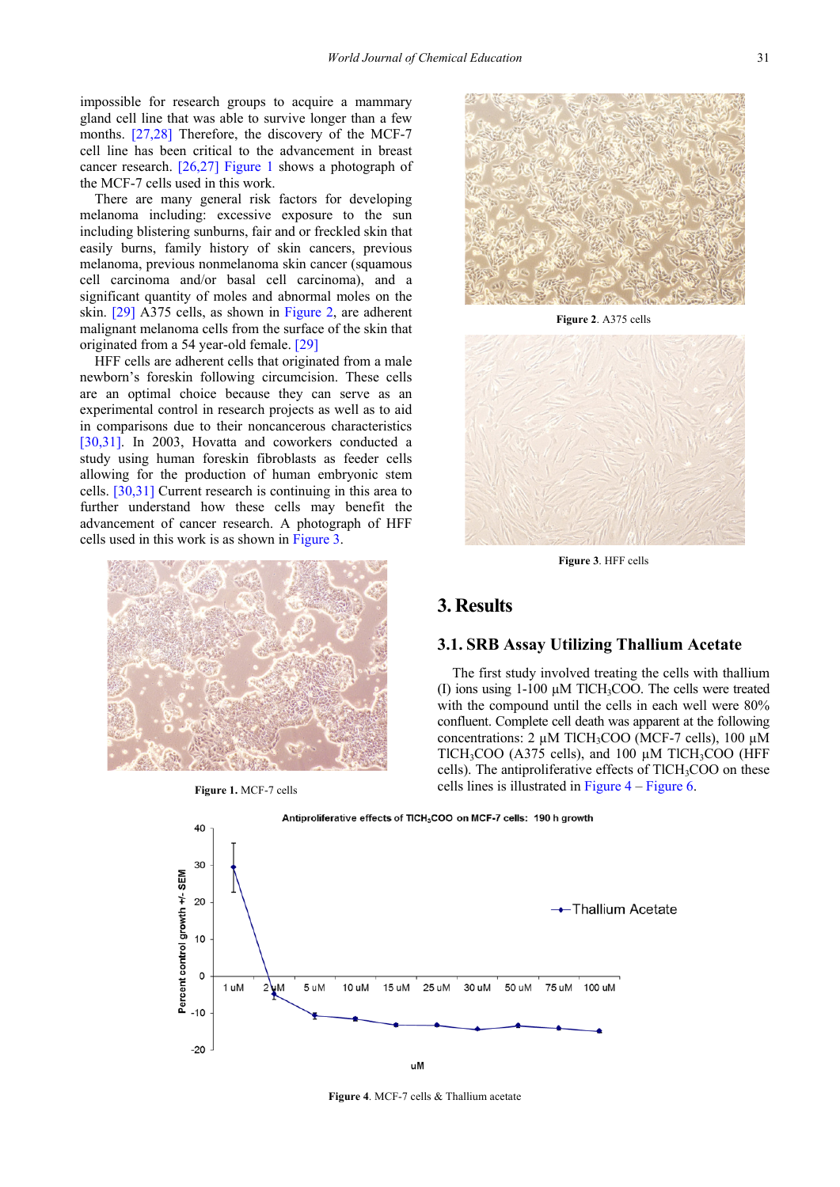impossible for research groups to acquire a mammary gland cell line that was able to survive longer than a few months. [27,28] Therefore, the discovery of the MCF-7 cell line has been critical to the advancement in breast cancer research. [26,27] Figure 1 shows a photograph of the MCF-7 cells used in this work.

There are many general risk factors for developing melanoma including: excessive exposure to the sun including blistering sunburns, fair and or freckled skin that easily burns, family history of skin cancers, previous melanoma, previous nonmelanoma skin cancer (squamous cell carcinoma and/or basal cell carcinoma), and a significant quantity of moles and abnormal moles on the skin. [29] A375 cells, as shown in Figure 2, are adherent malignant melanoma cells from the surface of the skin that originated from a 54 year-old female. [29]

HFF cells are adherent cells that originated from a male newborn's foreskin following circumcision. These cells are an optimal choice because they can serve as an experimental control in research projects as well as to aid in comparisons due to their noncancerous characteristics [30,31]. In 2003, Hovatta and coworkers conducted a study using human foreskin fibroblasts as feeder cells allowing for the production of human embryonic stem cells. [30,31] Current research is continuing in this area to further understand how these cells may benefit the advancement of cancer research. A photograph of HFF cells used in this work is as shown in Figure 3.

**Figure 1.** MCF-7 cells

**Figure 2**. A375 cells

**Figure 3**. HFF cells

## 3. Results

### 3.1. SRB Assay Utilizing Thallium Acetate

The first study involved treating the cells with thallium (I) ions using 1-100 µM $TlCH_3COO$. The cells were treated with the compound until the cells in each well were 80% confluent. Complete cell death was apparent at the following concentrations: 2 µM $TlCH_3COO$ (MCF-7 cells), 100 µM $TlCH_3COO$ (A375 cells), and 100 µM $TlCH_3COO$ (HFF cells). The antiproliferative effects of $TlCH_3COO$ on these cells lines is illustrated in Figure 4 – Figure 6.

**Figure 4**. MCF-7 cells & Thallium acetate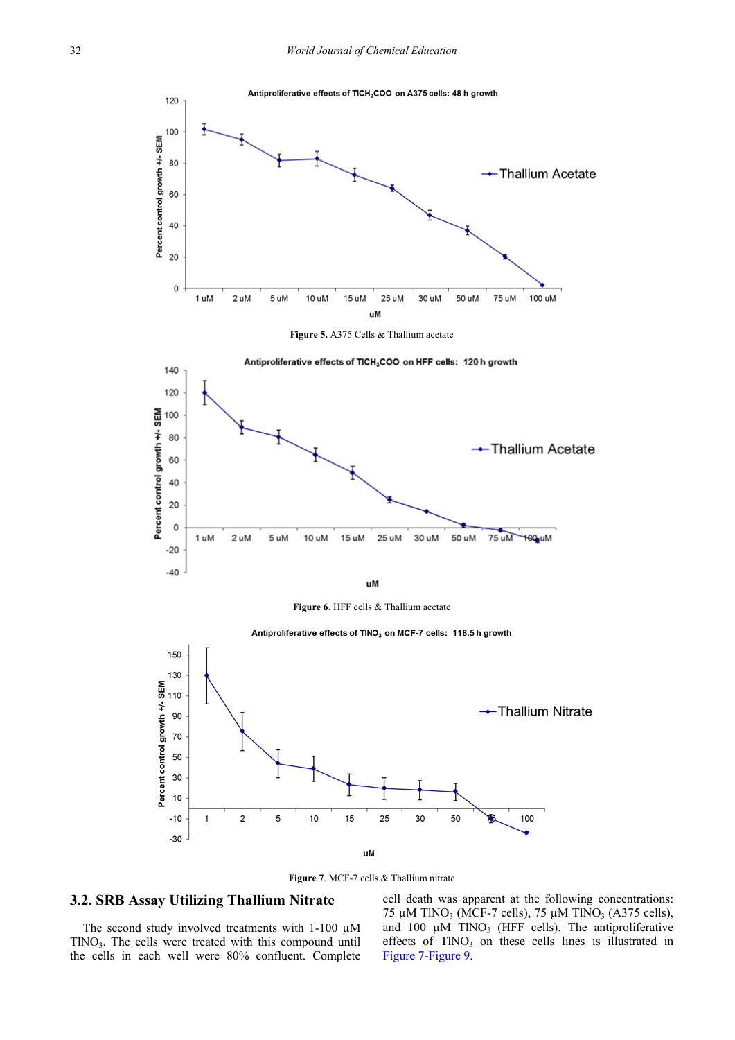Figure 5. A375 Cells & Thallium acetate

Figure 6. HFF cells & Thallium acetate

Figure 7. MCF-7 cells & Thallium nitrate

### 3.2. SRB Assay Utilizing Thallium Nitrate

The second study involved treatments with 1-100 µM $TlNO_3$. The cells were treated with this compound until the cells in each well were 80% confluent. Complete cell death was apparent at the following concentrations: 75 µM $TlNO_3$ (MCF-7 cells), 75 µM $TlNO_3$ (A375 cells), and 100 µM $TlNO_3$ (HFF cells). The antiproliferative effects of $TlNO_3$ on these cells lines is illustrated in Figure 7-Figure 9.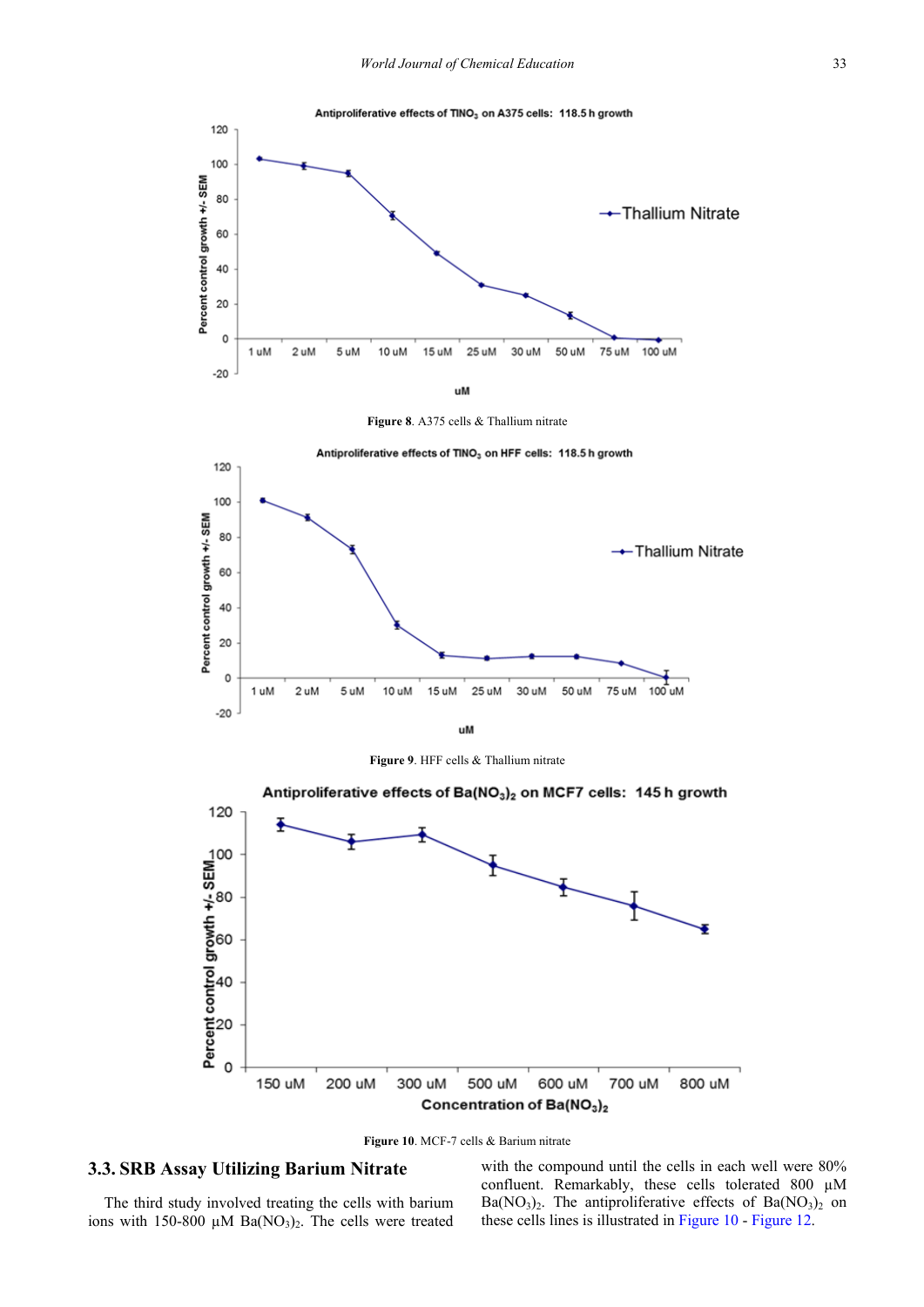Figure 8. A375 cells & Thallium nitrate

Figure 9. HFF cells & Thallium nitrate

Figure 10. MCF-7 cells & Barium nitrate

### 3.3. SRB Assay Utilizing Barium Nitrate

The third study involved treating the cells with barium ions with 150-800 µM $Ba(NO_3)_2$. The cells were treated with the compound until the cells in each well were 80% confluent. Remarkably, these cells tolerated 800 µM $Ba(NO_3)_2$. The antiproliferative effects of $Ba(NO_3)_2$ on these cells lines is illustrated in Figure 10 - Figure 12.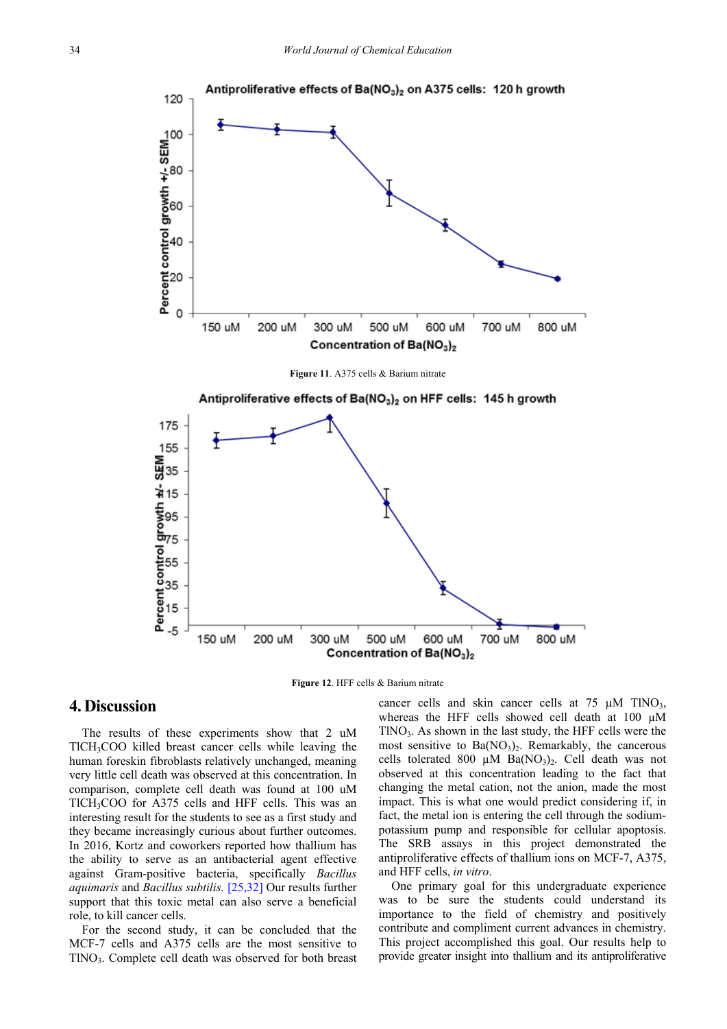Figure 11. A375 cells & Barium nitrate

Figure 12. HFF cells & Barium nitrate

## 4. Discussion

The results of these experiments show that 2 uM $TlCH_3COO$ killed breast cancer cells while leaving the human foreskin fibroblasts relatively unchanged, meaning very little cell death was observed at this concentration. In comparison, complete cell death was found at 100 uM $TlCH_3COO$ for A375 cells and HFF cells. This was an interesting result for the students to see as a first study and they became increasingly curious about further outcomes. In 2016, Kortz and coworkers reported how thallium has the ability to serve as an antibacterial agent effective against Gram-positive bacteria, specifically *Bacillus aquimaris* and *Bacillus subtilis*. [25,32] Our results further support that this toxic metal can also serve a beneficial role, to kill cancer cells.

For the second study, it can be concluded that the MCF-7 cells and A375 cells are the most sensitive to $TlNO_3$. Complete cell death was observed for both breast cancer cells and skin cancer cells at 75 µM $TlNO_3$, whereas the HFF cells showed cell death at 100 µM $TlNO_3$. As shown in the last study, the HFF cells were the most sensitive to $Ba(NO_3)_2$. Remarkably, the cancerous cells tolerated 800 µM $Ba(NO_3)_2$. Cell death was not observed at this concentration leading to the fact that changing the metal cation, not the anion, made the most impact. This is what one would predict considering if, in fact, the metal ion is entering the cell through the sodium-potassium pump and responsible for cellular apoptosis. The SRB assays in this project demonstrated the antiproliferative effects of thallium ions on MCF-7, A375, and HFF cells, *in vitro*.

One primary goal for this undergraduate experience was to be sure the students could understand its importance to the field of chemistry and positively contribute and compliment current advances in chemistry. This project accomplished this goal. Our results help to provide greater insight into thallium and its antiproliferative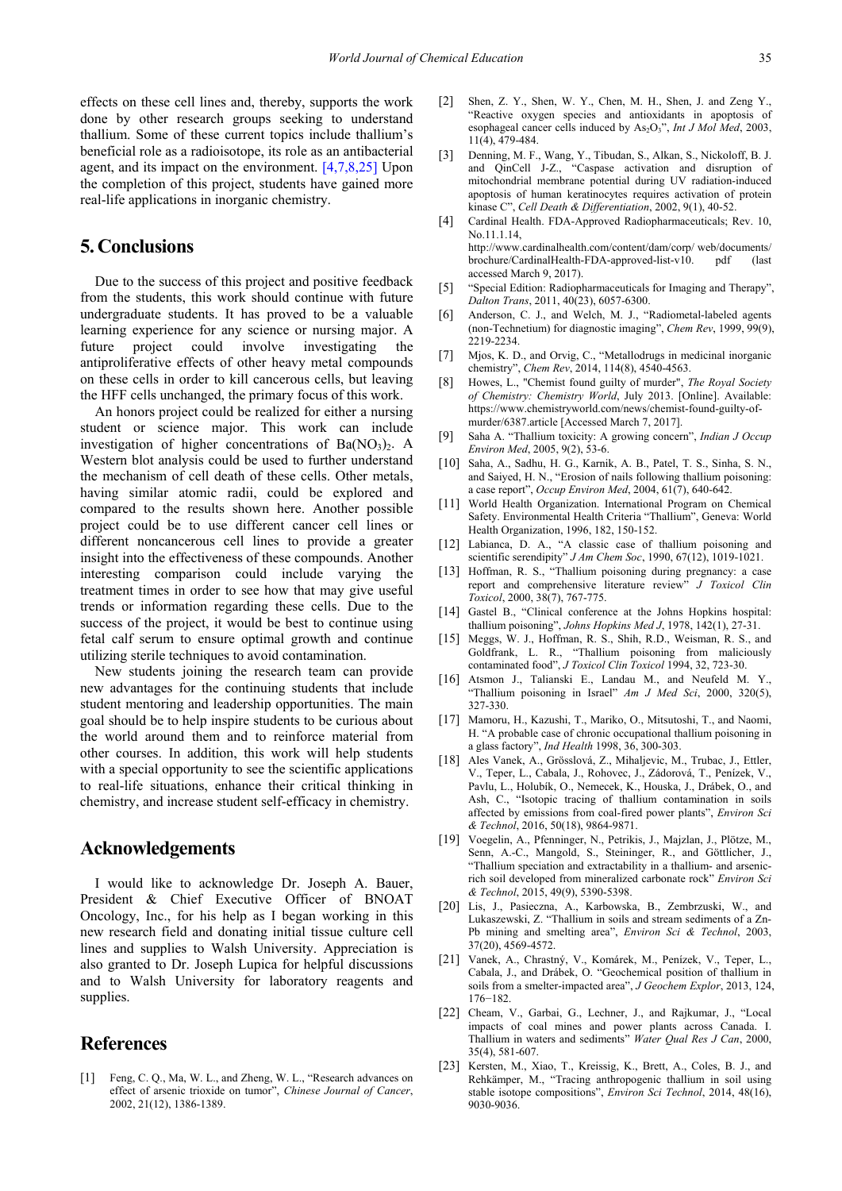effects on these cell lines and, thereby, supports the work done by other research groups seeking to understand thallium. Some of these current topics include thallium's beneficial role as a radioisotope, its role as an antibacterial agent, and its impact on the environment. [4,7,8,25] Upon the completion of this project, students have gained more real-life applications in inorganic chemistry.

## 5. Conclusions

Due to the success of this project and positive feedback from the students, this work should continue with future undergraduate students. It has proved to be a valuable learning experience for any science or nursing major. A future project could involve investigating the antiproliferative effects of other heavy metal compounds on these cells in order to kill cancerous cells, but leaving the HFF cells unchanged, the primary focus of this work.

An honors project could be realized for either a nursing student or science major. This work can include investigation of higher concentrations of $Ba(NO_3)_2$. A Western blot analysis could be used to further understand the mechanism of cell death of these cells. Other metals, having similar atomic radii, could be explored and compared to the results shown here. Another possible project could be to use different cancer cell lines or different noncancerous cell lines to provide a greater insight into the effectiveness of these compounds. Another interesting comparison could include varying the treatment times in order to see how that may give useful trends or information regarding these cells. Due to the success of the project, it would be best to continue using fetal calf serum to ensure optimal growth and continue utilizing sterile techniques to avoid contamination.

New students joining the research team can provide new advantages for the continuing students that include student mentoring and leadership opportunities. The main goal should be to help inspire students to be curious about the world around them and to reinforce material from other courses. In addition, this work will help students with a special opportunity to see the scientific applications to real-life situations, enhance their critical thinking in chemistry, and increase student self-efficacy in chemistry.

## Acknowledgements

I would like to acknowledge Dr. Joseph A. Bauer, President & Chief Executive Officer of BNOAT Oncology, Inc., for his help as I began working in this new research field and donating initial tissue culture cell lines and supplies to Walsh University. Appreciation is also granted to Dr. Joseph Lupica for helpful discussions and to Walsh University for laboratory reagents and supplies.

## References

[1] Feng, C. Q., Ma, W. L., and Zheng, W. L., "Research advances on effect of arsenic trioxide on tumor", *Chinese Journal of Cancer*, 2002, 21(12), 1386-1389.

[2] Shen, Z. Y., Shen, W. Y., Chen, M. H., Shen, J. and Zeng Y., "Reactive oxygen species and antioxidants in apoptosis of esophageal cancer cells induced by $As_2O_3$", *Int J Mol Med*, 2003, 11(4), 479-484.

[3] Denning, M. F., Wang, Y., Tibudan, S., Alkan, S., Nickoloff, B. J. and QinCell J-Z., "Caspase activation and disruption of mitochondrial membrane potential during UV radiation-induced apoptosis of human keratinocytes requires activation of protein kinase C", *Cell Death & Differentiation*, 2002, 9(1), 40-52.

[4] Cardinal Health. FDA-Approved Radiopharmaceuticals; Rev. 10, No.11.1.14, http://www.cardinalhealth.com/content/dam/corp/ web/documents/ brochure/CardinalHealth-FDA-approved-list-v10. pdf (last accessed March 9, 2017).

[5] "Special Edition: Radiopharmaceuticals for Imaging and Therapy", *Dalton Trans*, 2011, 40(23), 6057-6300.

[6] Anderson, C. J., and Welch, M. J., "Radiometal-labeled agents (non-Technetium) for diagnostic imaging", *Chem Rev*, 1999, 99(9), 2219-2234.

[7] Mjos, K. D., and Orvig, C., "Metallodrugs in medicinal inorganic chemistry", *Chem Rev*, 2014, 114(8), 4540-4563.

[8] Howes, L., "Chemist found guilty of murder", *The Royal Society of Chemistry: Chemistry World*, July 2013. [Online]. Available: https://www.chemistryworld.com/news/chemist-found-guilty-of-murder/6387.article [Accessed March 7, 2017].

[9] Saha A. "Thallium toxicity: A growing concern", *Indian J Occup Environ Med*, 2005, 9(2), 53-6.

[10] Saha, A., Sadhu, H. G., Karnik, A. B., Patel, T. S., Sinha, S. N., and Saiyed, H. N., "Erosion of nails following thallium poisoning: a case report", *Occup Environ Med*, 2004, 61(7), 640-642.

[11] World Health Organization. International Program on Chemical Safety. Environmental Health Criteria "Thallium", Geneva: World Health Organization, 1996, 182, 150-152.

[12] Labianca, D. A., "A classic case of thallium poisoning and scientific serendipity" *J Am Chem Soc*, 1990, 67(12), 1019-1021.

[13] Hoffman, R. S., "Thallium poisoning during pregnancy: a case report and comprehensive literature review" *J Toxicol Clin Toxicol*, 2000, 38(7), 767-775.

[14] Gastel B., "Clinical conference at the Johns Hopkins hospital: thallium poisoning", *Johns Hopkins Med J*, 1978, 142(1), 27-31.

[15] Meggs, W. J., Hoffman, R. S., Shih, R.D., Weisman, R. S., and Goldfrank, L. R., "Thallium poisoning from maliciously contaminated food", *J Toxicol Clin Toxicol* 1994, 32, 723-30.

[16] Atsmon J., Talianski E., Landau M., and Neufeld M. Y., "Thallium poisoning in Israel" *Am J Med Sci*, 2000, 320(5), 327-330.

[17] Mamoru, H., Kazushi, T., Mariko, O., Mitsutoshi, T., and Naomi, H. "A probable case of chronic occupational thallium poisoning in a glass factory", *Ind Health* 1998, 36, 300-303.

[18] Ales Vanek, A., Grösslová, Z., Mihaljevic, M., Trubac, J., Ettler, V., Teper, L., Cabala, J., Rohovec, J., Zádorová, T., Penízek, V., Pavlu, L., Holubík, O., Nemecek, K., Houska, J., Drábek, O., and Ash, C., "Isotopic tracing of thallium contamination in soils affected by emissions from coal-fired power plants", *Environ Sci & Technol*, 2016, 50(18), 9864-9871.

[19] Voegelin, A., Pfenninger, N., Petrikis, J., Majzlan, J., Plötze, M., Senn, A.-C., Mangold, S., Steininger, R., and Göttlicher, J., "Thallium speciation and extractability in a thallium- and arsenic-rich soil developed from mineralized carbonate rock" *Environ Sci & Technol*, 2015, 49(9), 5390-5398.

[20] Lis, J., Pasieczna, A., Karbowska, B., Zembrzuski, W., and Lukaszewski, Z. "Thallium in soils and stream sediments of a Zn-Pb mining and smelting area", *Environ Sci & Technol*, 2003, 37(20), 4569-4572.

[21] Vanek, A., Chrastný, V., Komárek, M., Penízek, V., Teper, L., Cabala, J., and Drábek, O. "Geochemical position of thallium in soils from a smelter-impacted area", *J Geochem Explor*, 2013, 124, 176−182.

[22] Cheam, V., Garbai, G., Lechner, J., and Rajkumar, J., "Local impacts of coal mines and power plants across Canada. I. Thallium in waters and sediments" *Water Qual Res J Can*, 2000, 35(4), 581-607.

[23] Kersten, M., Xiao, T., Kreissig, K., Brett, A., Coles, B. J., and Rehkämper, M., "Tracing anthropogenic thallium in soil using stable isotope compositions", *Environ Sci Technol*, 2014, 48(16), 9030-9036.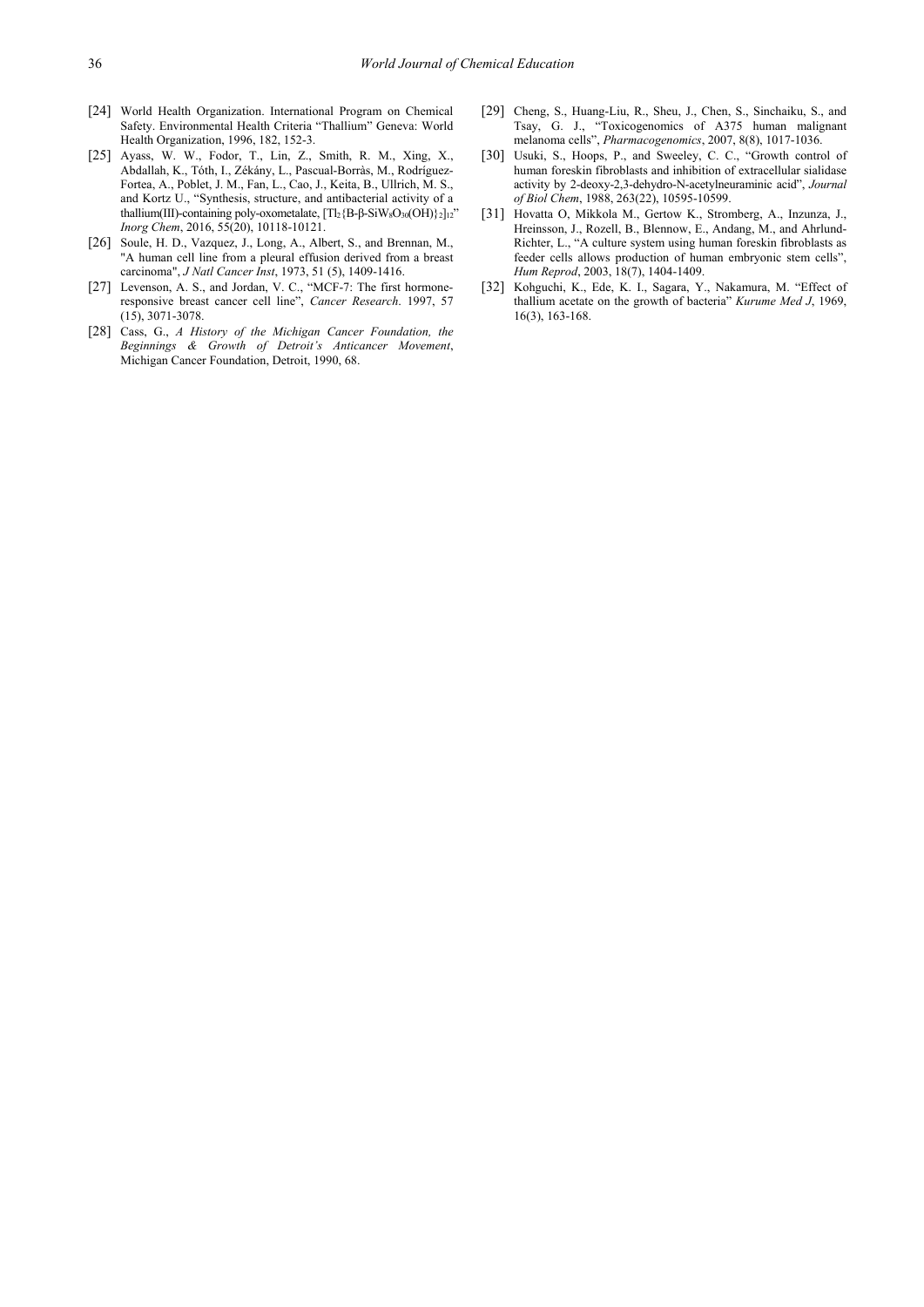[24] World Health Organization. International Program on Chemical Safety. Environmental Health Criteria "Thallium" Geneva: World Health Organization, 1996, 182, 152-3.

[25] Ayass, W. W., Fodor, T., Lin, Z., Smith, R. M., Xing, X., Abdallah, K., Tóth, I., Zékány, L., Pascual-Borràs, M., Rodríguez-Fortea, A., Poblet, J. M., Fan, L., Cao, J., Keita, B., Ullrich, M. S., and Kortz U., "Synthesis, structure, and antibacterial activity of a thallium(III)-containing poly-oxometalate, $[Tl_2\{B\text{-}\beta\text{-}SiW_8O_{30}(OH)\}_2]^{12-}$" *Inorg Chem*, 2016, 55(20), 10118-10121.

[26] Soule, H. D., Vazquez, J., Long, A., Albert, S., and Brennan, M., "A human cell line from a pleural effusion derived from a breast carcinoma", *J Natl Cancer Inst*, 1973, 51 (5), 1409-1416.

[27] Levenson, A. S., and Jordan, V. C., "MCF-7: The first hormone-responsive breast cancer cell line", *Cancer Research*. 1997, 57 (15), 3071-3078.

[28] Cass, G., *A History of the Michigan Cancer Foundation, the Beginnings & Growth of Detroit's Anticancer Movement*, Michigan Cancer Foundation, Detroit, 1990, 68.

[29] Cheng, S., Huang-Liu, R., Sheu, J., Chen, S., Sinchaiku, S., and Tsay, G. J., "Toxicogenomics of A375 human malignant melanoma cells", *Pharmacogenomics*, 2007, 8(8), 1017-1036.

[30] Usuki, S., Hoops, P., and Sweeley, C. C., "Growth control of human foreskin fibroblasts and inhibition of extracellular sialidase activity by 2-deoxy-2,3-dehydro-N-acetylneuraminic acid", *Journal of Biol Chem*, 1988, 263(22), 10595-10599.

[31] Hovatta O, Mikkola M., Gertow K., Stromberg, A., Inzunza, J., Hreinsson, J., Rozell, B., Blennow, E., Andang, M., and Ahrlund-Richter, L., "A culture system using human foreskin fibroblasts as feeder cells allows production of human embryonic stem cells", *Hum Reprod*, 2003, 18(7), 1404-1409.

[32] Kohguchi, K., Ede, K. I., Sagara, Y., Nakamura, M. "Effect of thallium acetate on the growth of bacteria" *Kurume Med J*, 1969, 16(3), 163-168.